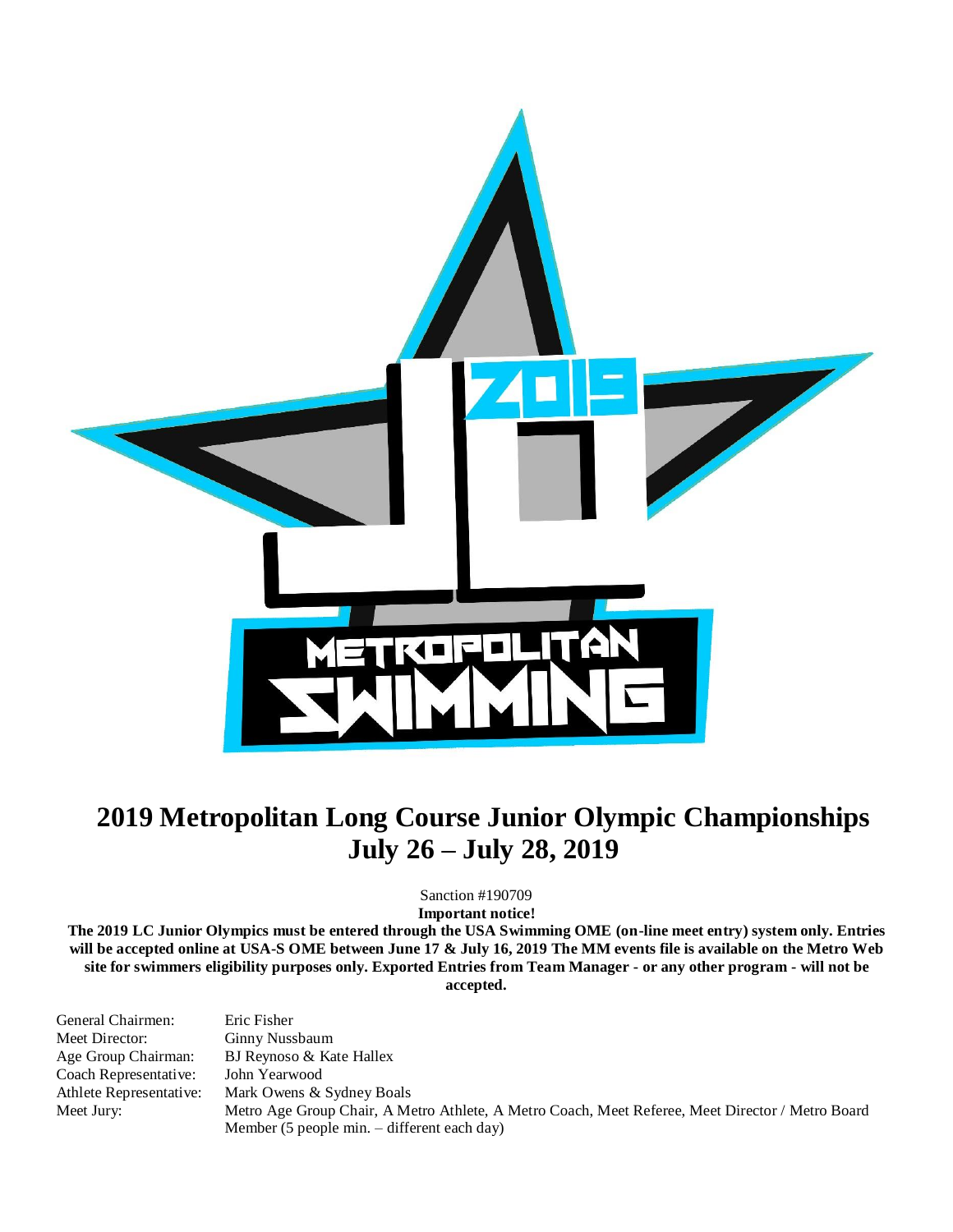# 2019 Metropolitan Long Course Junior Olympic Championships
# July 26 – July 28, 2019

Sanction #190709

**Important notice!**

**The 2019 LC Junior Olympics must be entered through the USA Swimming OME (on-line meet entry) system only. Entries will be accepted online at USA-S OME between June 17 & July 16, 2019 The MM events file is available on the Metro Web site for swimmers eligibility purposes only. Exported Entries from Team Manager - or any other program - will not be accepted.**

| | |
|---|---|
| General Chairmen: | Eric Fisher |
| Meet Director: | Ginny Nussbaum |
| Age Group Chairman: | BJ Reynoso & Kate Hallex |
| Coach Representative: | John Yearwood |
| Athlete Representative: | Mark Owens & Sydney Boals |
| Meet Jury: | Metro Age Group Chair, A Metro Athlete, A Metro Coach, Meet Referee, Meet Director / Metro Board Member (5 people min. – different each day) |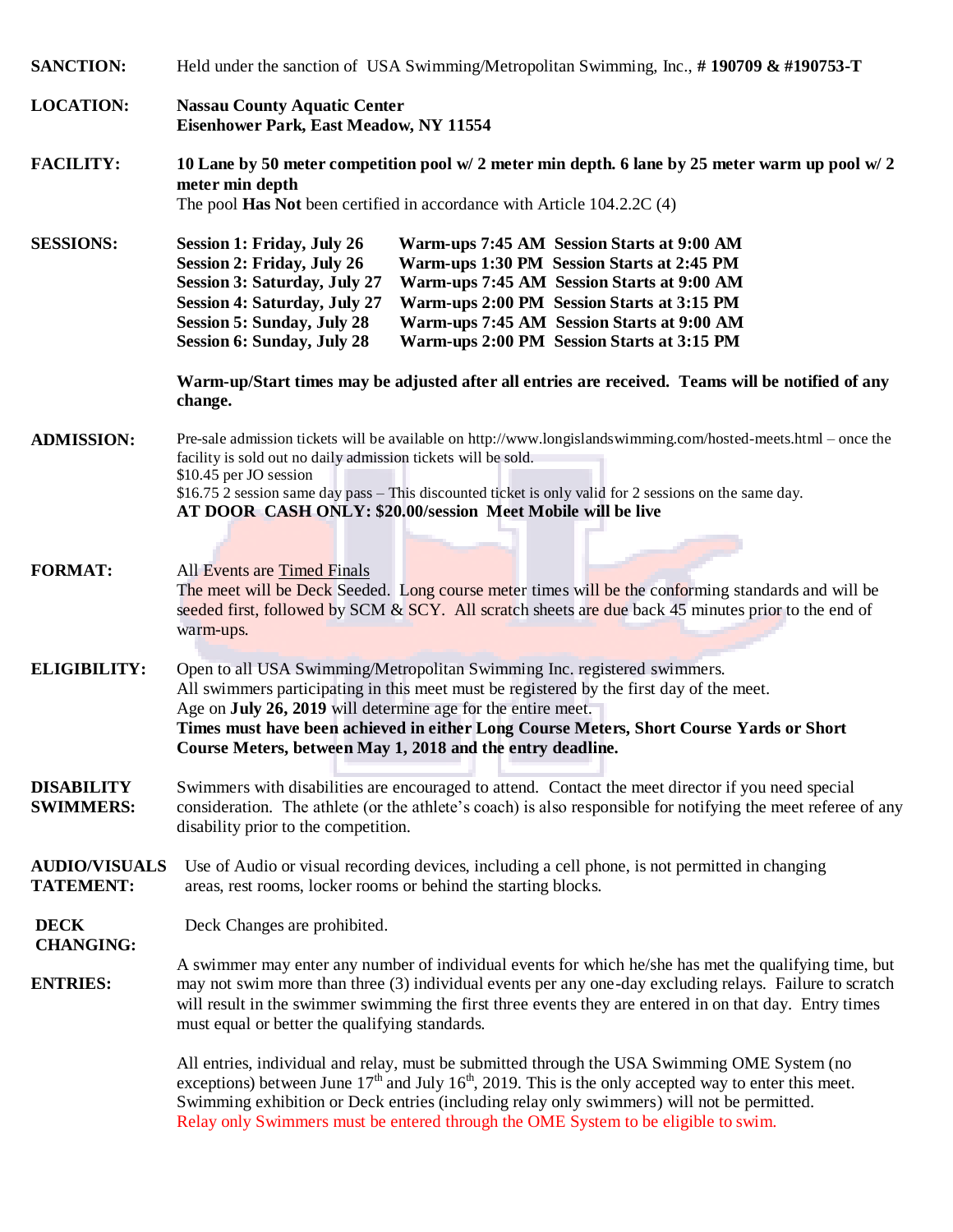**SANCTION:** Held under the sanction of USA Swimming/Metropolitan Swimming, Inc., **# 190709 & #190753-T**

**LOCATION:** **Nassau County Aquatic Center**
**Eisenhower Park, East Meadow, NY 11554**

**FACILITY:** **10 Lane by 50 meter competition pool w/ 2 meter min depth. 6 lane by 25 meter warm up pool w/ 2 meter min depth**
The pool **Has Not** been certified in accordance with Article 104.2.2C (4)

**SESSIONS:**

| | | |
|---|---|---|
| **Session 1: Friday, July 26** | **Warm-ups 7:45 AM** | **Session Starts at 9:00 AM** |
| **Session 2: Friday, July 26** | **Warm-ups 1:30 PM** | **Session Starts at 2:45 PM** |
| **Session 3: Saturday, July 27** | **Warm-ups 7:45 AM** | **Session Starts at 9:00 AM** |
| **Session 4: Saturday, July 27** | **Warm-ups 2:00 PM** | **Session Starts at 3:15 PM** |
| **Session 5: Sunday, July 28** | **Warm-ups 7:45 AM** | **Session Starts at 9:00 AM** |
| **Session 6: Sunday, July 28** | **Warm-ups 2:00 PM** | **Session Starts at 3:15 PM** |

**Warm-up/Start times may be adjusted after all entries are received. Teams will be notified of any change.**

**ADMISSION:** Pre-sale admission tickets will be available on http://www.longislandswimming.com/hosted-meets.html – once the facility is sold out no daily admission tickets will be sold.
$10.45 per JO session
$16.75 2 session same day pass – This discounted ticket is only valid for 2 sessions on the same day.
**AT DOOR CASH ONLY: $20.00/session Meet Mobile will be live**

**FORMAT:** All Events are Timed Finals
The meet will be Deck Seeded. Long course meter times will be the conforming standards and will be seeded first, followed by SCM & SCY. All scratch sheets are due back 45 minutes prior to the end of warm-ups.

**ELIGIBILITY:** Open to all USA Swimming/Metropolitan Swimming Inc. registered swimmers.
All swimmers participating in this meet must be registered by the first day of the meet.
Age on **July 26, 2019** will determine age for the entire meet.
**Times must have been achieved in either Long Course Meters, Short Course Yards or Short Course Meters, between May 1, 2018 and the entry deadline.**

**DISABILITY SWIMMERS:** Swimmers with disabilities are encouraged to attend. Contact the meet director if you need special consideration. The athlete (or the athlete's coach) is also responsible for notifying the meet referee of any disability prior to the competition.

**AUDIO/VISUALS TATEMENT:** Use of Audio or visual recording devices, including a cell phone, is not permitted in changing areas, rest rooms, locker rooms or behind the starting blocks.

**DECK CHANGING:** Deck Changes are prohibited.

**ENTRIES:** A swimmer may enter any number of individual events for which he/she has met the qualifying time, but may not swim more than three (3) individual events per any one-day excluding relays. Failure to scratch will result in the swimmer swimming the first three events they are entered in on that day. Entry times must equal or better the qualifying standards.

All entries, individual and relay, must be submitted through the USA Swimming OME System (no exceptions) between June 17th and July 16th, 2019. This is the only accepted way to enter this meet. Swimming exhibition or Deck entries (including relay only swimmers) will not be permitted.
Relay only Swimmers must be entered through the OME System to be eligible to swim.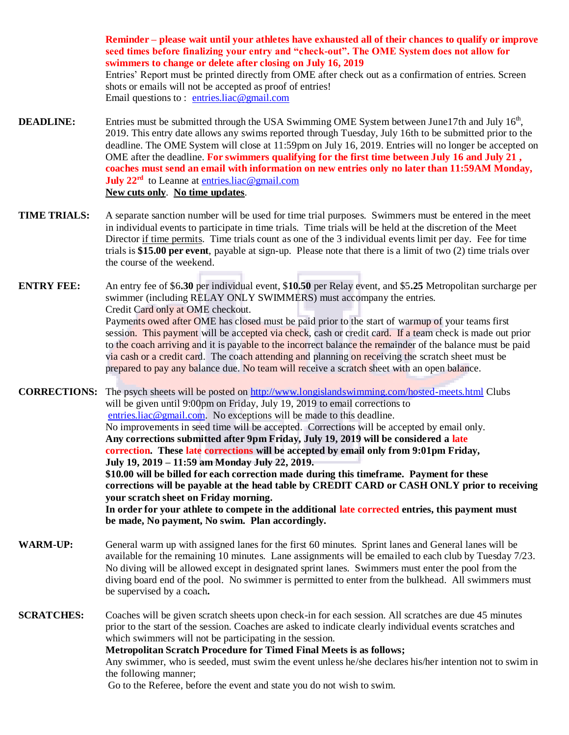**Reminder – please wait until your athletes have exhausted all of their chances to qualify or improve seed times before finalizing your entry and "check-out". The OME System does not allow for swimmers to change or delete after closing on July 16, 2019**

Entries' Report must be printed directly from OME after check out as a confirmation of entries. Screen shots or emails will not be accepted as proof of entries!

Email questions to : entries.liac@gmail.com

**DEADLINE:** Entries must be submitted through the USA Swimming OME System between June17th and July 16th, 2019. This entry date allows any swims reported through Tuesday, July 16th to be submitted prior to the deadline. The OME System will close at 11:59pm on July 16, 2019. Entries will no longer be accepted on OME after the deadline. **For swimmers qualifying for the first time between July 16 and July 21 , coaches must send an email with information on new entries only no later than 11:59AM Monday, July 22nd** to Leanne at entries.liac@gmail.com

**New cuts only**. **No time updates**.

**TIME TRIALS:** A separate sanction number will be used for time trial purposes. Swimmers must be entered in the meet in individual events to participate in time trials. Time trials will be held at the discretion of the Meet Director if time permits. Time trials count as one of the 3 individual events limit per day. Fee for time trials is **$15.00 per event**, payable at sign-up. Please note that there is a limit of two (2) time trials over the course of the weekend.

**ENTRY FEE:** An entry fee of $6**.30** per individual event, $**10.50** per Relay event, and $5**.25** Metropolitan surcharge per swimmer (including RELAY ONLY SWIMMERS) must accompany the entries.

Credit Card only at OME checkout.

Payments owed after OME has closed must be paid prior to the start of warmup of your teams first session. This payment will be accepted via check, cash or credit card. If a team check is made out prior to the coach arriving and it is payable to the incorrect balance the remainder of the balance must be paid via cash or a credit card. The coach attending and planning on receiving the scratch sheet must be prepared to pay any balance due. No team will receive a scratch sheet with an open balance.

**CORRECTIONS:** The psych sheets will be posted on http://www.longislandswimming.com/hosted-meets.html Clubs will be given until 9:00pm on Friday, July 19, 2019 to email corrections to entries.liac@gmail.com. No exceptions will be made to this deadline.

No improvements in seed time will be accepted. Corrections will be accepted by email only.

**Any corrections submitted after 9pm Friday, July 19, 2019 will be considered a late correction. These late corrections will be accepted by email only from 9:01pm Friday, July 19, 2019 – 11:59 am Monday July 22, 2019.**

**$10.00 will be billed for each correction made during this timeframe. Payment for these corrections will be payable at the head table by CREDIT CARD or CASH ONLY prior to receiving your scratch sheet on Friday morning.**

**In order for your athlete to compete in the additional late corrected entries, this payment must be made, No payment, No swim. Plan accordingly.**

**WARM-UP:** General warm up with assigned lanes for the first 60 minutes. Sprint lanes and General lanes will be available for the remaining 10 minutes. Lane assignments will be emailed to each club by Tuesday 7/23. No diving will be allowed except in designated sprint lanes. Swimmers must enter the pool from the diving board end of the pool. No swimmer is permitted to enter from the bulkhead. All swimmers must be supervised by a coach.

**SCRATCHES:** Coaches will be given scratch sheets upon check-in for each session. All scratches are due 45 minutes prior to the start of the session. Coaches are asked to indicate clearly individual events scratches and which swimmers will not be participating in the session.

**Metropolitan Scratch Procedure for Timed Final Meets is as follows;**

Any swimmer, who is seeded, must swim the event unless he/she declares his/her intention not to swim in the following manner;

Go to the Referee, before the event and state you do not wish to swim.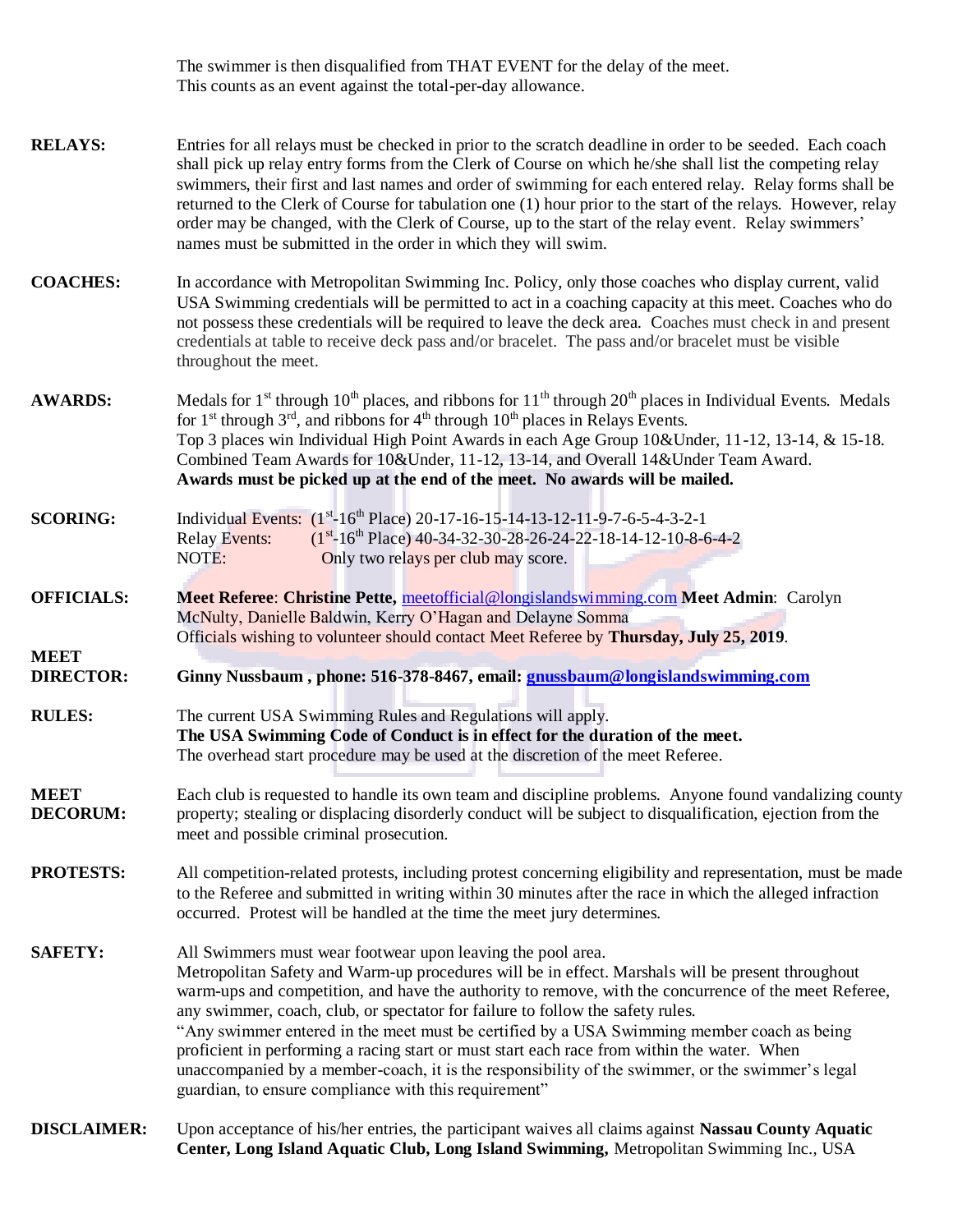The swimmer is then disqualified from THAT EVENT for the delay of the meet.
This counts as an event against the total-per-day allowance.

**RELAYS:** Entries for all relays must be checked in prior to the scratch deadline in order to be seeded. Each coach shall pick up relay entry forms from the Clerk of Course on which he/she shall list the competing relay swimmers, their first and last names and order of swimming for each entered relay. Relay forms shall be returned to the Clerk of Course for tabulation one (1) hour prior to the start of the relays. However, relay order may be changed, with the Clerk of Course, up to the start of the relay event. Relay swimmers' names must be submitted in the order in which they will swim.

**COACHES:** In accordance with Metropolitan Swimming Inc. Policy, only those coaches who display current, valid USA Swimming credentials will be permitted to act in a coaching capacity at this meet. Coaches who do not possess these credentials will be required to leave the deck area. Coaches must check in and present credentials at table to receive deck pass and/or bracelet. The pass and/or bracelet must be visible throughout the meet.

**AWARDS:** Medals for 1st through 10th places, and ribbons for 11th through 20th places in Individual Events. Medals for 1st through 3rd, and ribbons for 4th through 10th places in Relays Events.
Top 3 places win Individual High Point Awards in each Age Group 10&Under, 11-12, 13-14, & 15-18.
Combined Team Awards for 10&Under, 11-12, 13-14, and Overall 14&Under Team Award.
**Awards must be picked up at the end of the meet. No awards will be mailed.**

**SCORING:**
Individual Events: (1st-16th Place) 20-17-16-15-14-13-12-11-9-7-6-5-4-3-2-1
Relay Events: (1st-16th Place) 40-34-32-30-28-26-24-22-18-14-12-10-8-6-4-2
NOTE: Only two relays per club may score.

**OFFICIALS:** **Meet Referee**: **Christine Pette,** meetofficial@longislandswimming.com **Meet Admin**: Carolyn McNulty, Danielle Baldwin, Kerry O'Hagan and Delayne Somma
Officials wishing to volunteer should contact Meet Referee by **Thursday, July 25, 2019**.

**MEET DIRECTOR:** **Ginny Nussbaum , phone: 516-378-8467, email: gnussbaum@longislandswimming.com**

**RULES:** The current USA Swimming Rules and Regulations will apply.
**The USA Swimming Code of Conduct is in effect for the duration of the meet.**
The overhead start procedure may be used at the discretion of the meet Referee.

**MEET DECORUM:** Each club is requested to handle its own team and discipline problems. Anyone found vandalizing county property; stealing or displacing disorderly conduct will be subject to disqualification, ejection from the meet and possible criminal prosecution.

**PROTESTS:** All competition-related protests, including protest concerning eligibility and representation, must be made to the Referee and submitted in writing within 30 minutes after the race in which the alleged infraction occurred. Protest will be handled at the time the meet jury determines.

**SAFETY:** All Swimmers must wear footwear upon leaving the pool area.
Metropolitan Safety and Warm-up procedures will be in effect. Marshals will be present throughout warm-ups and competition, and have the authority to remove, with the concurrence of the meet Referee, any swimmer, coach, club, or spectator for failure to follow the safety rules.
"Any swimmer entered in the meet must be certified by a USA Swimming member coach as being proficient in performing a racing start or must start each race from within the water. When unaccompanied by a member-coach, it is the responsibility of the swimmer, or the swimmer's legal guardian, to ensure compliance with this requirement"

**DISCLAIMER:** Upon acceptance of his/her entries, the participant waives all claims against **Nassau County Aquatic Center, Long Island Aquatic Club, Long Island Swimming,** Metropolitan Swimming Inc., USA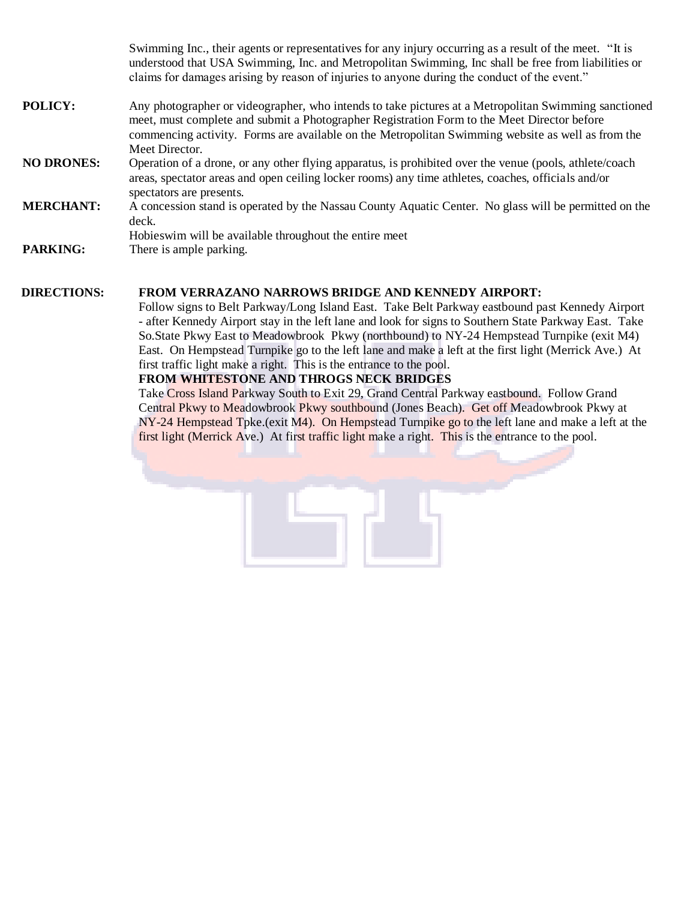Swimming Inc., their agents or representatives for any injury occurring as a result of the meet. "It is understood that USA Swimming, Inc. and Metropolitan Swimming, Inc shall be free from liabilities or claims for damages arising by reason of injuries to anyone during the conduct of the event."

**POLICY:** Any photographer or videographer, who intends to take pictures at a Metropolitan Swimming sanctioned meet, must complete and submit a Photographer Registration Form to the Meet Director before commencing activity. Forms are available on the Metropolitan Swimming website as well as from the Meet Director.

**NO DRONES:** Operation of a drone, or any other flying apparatus, is prohibited over the venue (pools, athlete/coach areas, spectator areas and open ceiling locker rooms) any time athletes, coaches, officials and/or spectators are presents.

**MERCHANT:** A concession stand is operated by the Nassau County Aquatic Center. No glass will be permitted on the deck.
Hobieswim will be available throughout the entire meet

**PARKING:** There is ample parking.

**DIRECTIONS:** **FROM VERRAZANO NARROWS BRIDGE AND KENNEDY AIRPORT:**
Follow signs to Belt Parkway/Long Island East. Take Belt Parkway eastbound past Kennedy Airport - after Kennedy Airport stay in the left lane and look for signs to Southern State Parkway East. Take So.State Pkwy East to Meadowbrook Pkwy (northbound) to NY-24 Hempstead Turnpike (exit M4) East. On Hempstead Turnpike go to the left lane and make a left at the first light (Merrick Ave.) At first traffic light make a right. This is the entrance to the pool.

**FROM WHITESTONE AND THROGS NECK BRIDGES**
Take Cross Island Parkway South to Exit 29, Grand Central Parkway eastbound. Follow Grand Central Pkwy to Meadowbrook Pkwy southbound (Jones Beach). Get off Meadowbrook Pkwy at NY-24 Hempstead Tpke.(exit M4). On Hempstead Turnpike go to the left lane and make a left at the first light (Merrick Ave.) At first traffic light make a right. This is the entrance to the pool.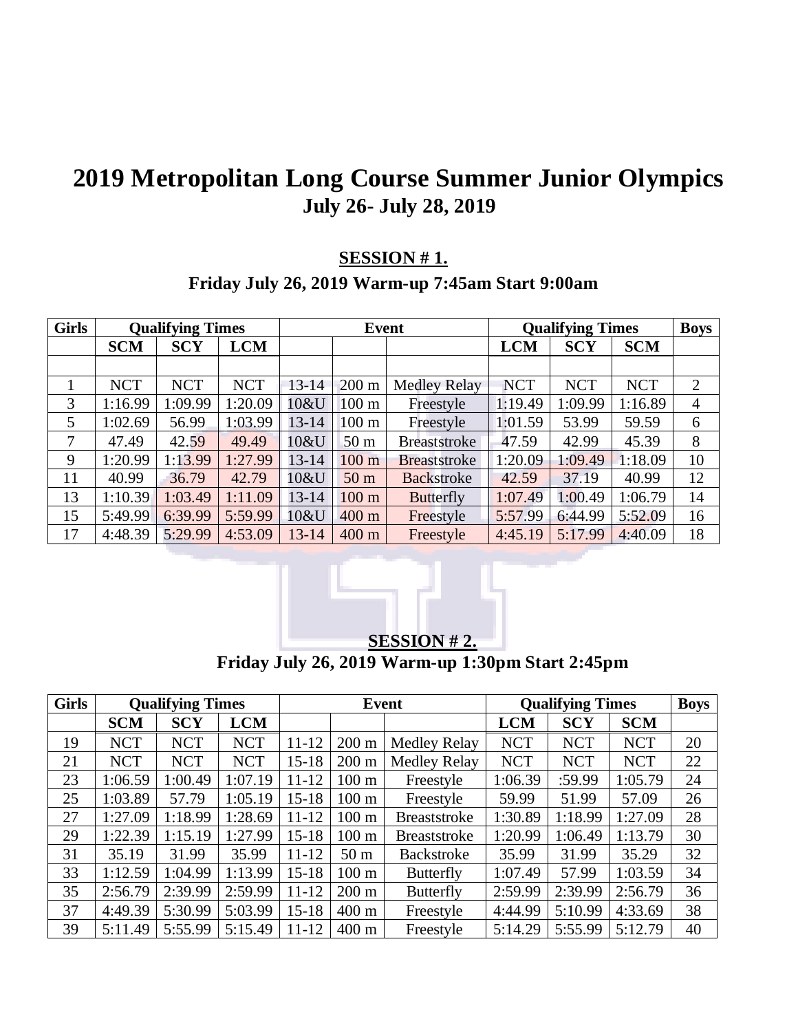# 2019 Metropolitan Long Course Summer Junior Olympics

**July 26- July 28, 2019**

## SESSION # 1.

**Friday July 26, 2019 Warm-up 7:45am Start 9:00am**

| Girls | Qualifying Times | | | Event | | | Qualifying Times | | | Boys |
|---|---|---|---|---|---|---|---|---|---|---|
| | SCM | SCY | LCM | | | | LCM | SCY | SCM | |
| | | | | | | | | | | |
| 1 | NCT | NCT | NCT | 13-14 | 200 m | Medley Relay | NCT | NCT | NCT | 2 |
| 3 | 1:16.99 | 1:09.99 | 1:20.09 | 10&U | 100 m | Freestyle | 1:19.49 | 1:09.99 | 1:16.89 | 4 |
| 5 | 1:02.69 | 56.99 | 1:03.99 | 13-14 | 100 m | Freestyle | 1:01.59 | 53.99 | 59.59 | 6 |
| 7 | 47.49 | 42.59 | 49.49 | 10&U | 50 m | Breaststroke | 47.59 | 42.99 | 45.39 | 8 |
| 9 | 1:20.99 | 1:13.99 | 1:27.99 | 13-14 | 100 m | Breaststroke | 1:20.09 | 1:09.49 | 1:18.09 | 10 |
| 11 | 40.99 | 36.79 | 42.79 | 10&U | 50 m | Backstroke | 42.59 | 37.19 | 40.99 | 12 |
| 13 | 1:10.39 | 1:03.49 | 1:11.09 | 13-14 | 100 m | Butterfly | 1:07.49 | 1:00.49 | 1:06.79 | 14 |
| 15 | 5:49.99 | 6:39.99 | 5:59.99 | 10&U | 400 m | Freestyle | 5:57.99 | 6:44.99 | 5:52.09 | 16 |
| 17 | 4:48.39 | 5:29.99 | 4:53.09 | 13-14 | 400 m | Freestyle | 4:45.19 | 5:17.99 | 4:40.09 | 18 |

## SESSION # 2.

**Friday July 26, 2019 Warm-up 1:30pm Start 2:45pm**

| Girls | Qualifying Times | | | Event | | | Qualifying Times | | | Boys |
|---|---|---|---|---|---|---|---|---|---|---|
| | SCM | SCY | LCM | | | | LCM | SCY | SCM | |
| 19 | NCT | NCT | NCT | 11-12 | 200 m | Medley Relay | NCT | NCT | NCT | 20 |
| 21 | NCT | NCT | NCT | 15-18 | 200 m | Medley Relay | NCT | NCT | NCT | 22 |
| 23 | 1:06.59 | 1:00.49 | 1:07.19 | 11-12 | 100 m | Freestyle | 1:06.39 | :59.99 | 1:05.79 | 24 |
| 25 | 1:03.89 | 57.79 | 1:05.19 | 15-18 | 100 m | Freestyle | 59.99 | 51.99 | 57.09 | 26 |
| 27 | 1:27.09 | 1:18.99 | 1:28.69 | 11-12 | 100 m | Breaststroke | 1:30.89 | 1:18.99 | 1:27.09 | 28 |
| 29 | 1:22.39 | 1:15.19 | 1:27.99 | 15-18 | 100 m | Breaststroke | 1:20.99 | 1:06.49 | 1:13.79 | 30 |
| 31 | 35.19 | 31.99 | 35.99 | 11-12 | 50 m | Backstroke | 35.99 | 31.99 | 35.29 | 32 |
| 33 | 1:12.59 | 1:04.99 | 1:13.99 | 15-18 | 100 m | Butterfly | 1:07.49 | 57.99 | 1:03.59 | 34 |
| 35 | 2:56.79 | 2:39.99 | 2:59.99 | 11-12 | 200 m | Butterfly | 2:59.99 | 2:39.99 | 2:56.79 | 36 |
| 37 | 4:49.39 | 5:30.99 | 5:03.99 | 15-18 | 400 m | Freestyle | 4:44.99 | 5:10.99 | 4:33.69 | 38 |
| 39 | 5:11.49 | 5:55.99 | 5:15.49 | 11-12 | 400 m | Freestyle | 5:14.29 | 5:55.99 | 5:12.79 | 40 |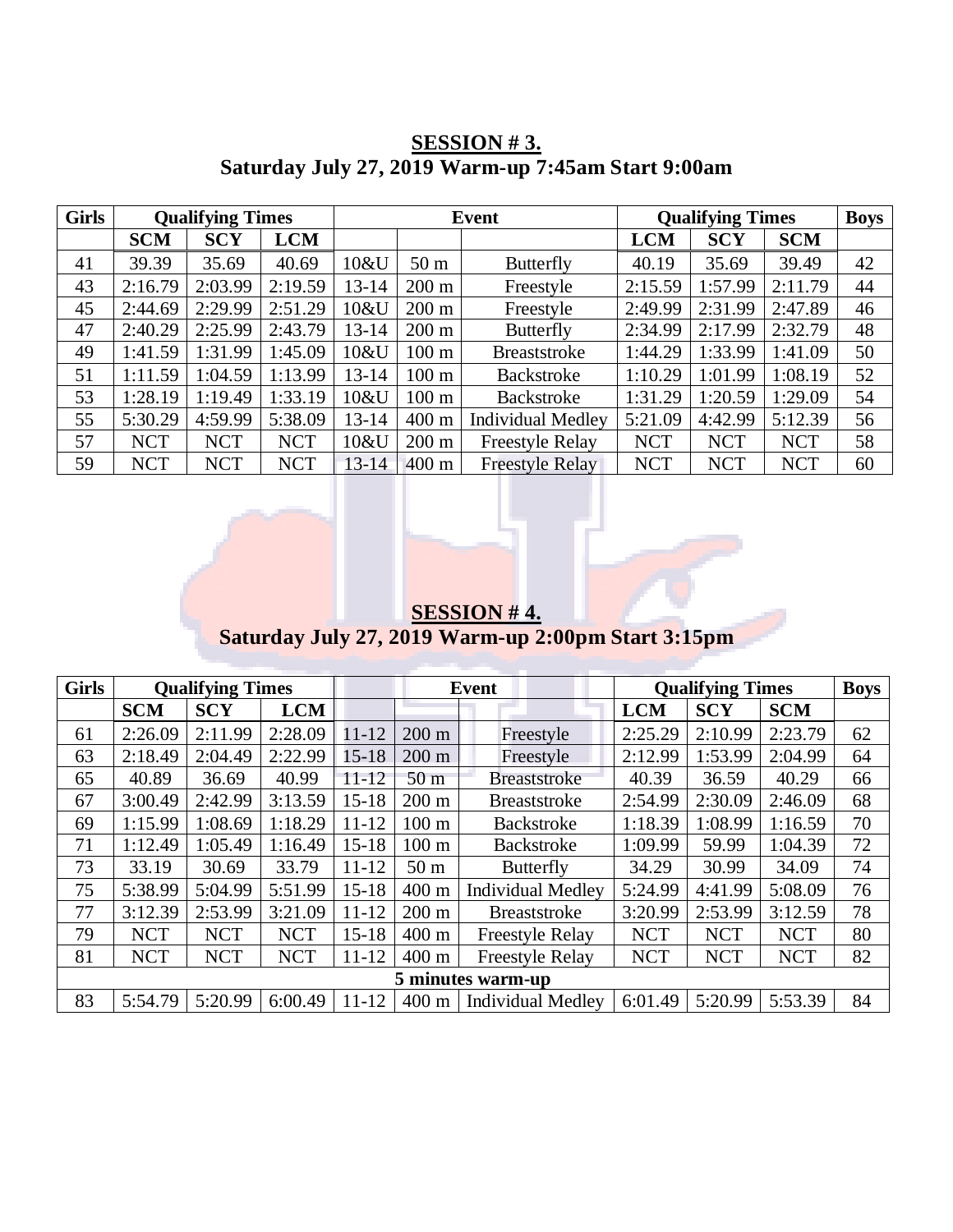## SESSION # 3.

**Saturday July 27, 2019 Warm-up 7:45am Start 9:00am**

| Girls | Qualifying Times | | | Event | | | Qualifying Times | | | Boys |
|---|---|---|---|---|---|---|---|---|---|---|
| | SCM | SCY | LCM | | | | LCM | SCY | SCM | |
| 41 | 39.39 | 35.69 | 40.69 | 10&U | 50 m | Butterfly | 40.19 | 35.69 | 39.49 | 42 |
| 43 | 2:16.79 | 2:03.99 | 2:19.59 | 13-14 | 200 m | Freestyle | 2:15.59 | 1:57.99 | 2:11.79 | 44 |
| 45 | 2:44.69 | 2:29.99 | 2:51.29 | 10&U | 200 m | Freestyle | 2:49.99 | 2:31.99 | 2:47.89 | 46 |
| 47 | 2:40.29 | 2:25.99 | 2:43.79 | 13-14 | 200 m | Butterfly | 2:34.99 | 2:17.99 | 2:32.79 | 48 |
| 49 | 1:41.59 | 1:31.99 | 1:45.09 | 10&U | 100 m | Breaststroke | 1:44.29 | 1:33.99 | 1:41.09 | 50 |
| 51 | 1:11.59 | 1:04.59 | 1:13.99 | 13-14 | 100 m | Backstroke | 1:10.29 | 1:01.99 | 1:08.19 | 52 |
| 53 | 1:28.19 | 1:19.49 | 1:33.19 | 10&U | 100 m | Backstroke | 1:31.29 | 1:20.59 | 1:29.09 | 54 |
| 55 | 5:30.29 | 4:59.99 | 5:38.09 | 13-14 | 400 m | Individual Medley | 5:21.09 | 4:42.99 | 5:12.39 | 56 |
| 57 | NCT | NCT | NCT | 10&U | 200 m | Freestyle Relay | NCT | NCT | NCT | 58 |
| 59 | NCT | NCT | NCT | 13-14 | 400 m | Freestyle Relay | NCT | NCT | NCT | 60 |

## SESSION # 4.

**Saturday July 27, 2019 Warm-up 2:00pm Start 3:15pm**

| Girls | Qualifying Times | | | Event | | | Qualifying Times | | | Boys |
|---|---|---|---|---|---|---|---|---|---|---|
| | SCM | SCY | LCM | | | | LCM | SCY | SCM | |
| 61 | 2:26.09 | 2:11.99 | 2:28.09 | 11-12 | 200 m | Freestyle | 2:25.29 | 2:10.99 | 2:23.79 | 62 |
| 63 | 2:18.49 | 2:04.49 | 2:22.99 | 15-18 | 200 m | Freestyle | 2:12.99 | 1:53.99 | 2:04.99 | 64 |
| 65 | 40.89 | 36.69 | 40.99 | 11-12 | 50 m | Breaststroke | 40.39 | 36.59 | 40.29 | 66 |
| 67 | 3:00.49 | 2:42.99 | 3:13.59 | 15-18 | 200 m | Breaststroke | 2:54.99 | 2:30.09 | 2:46.09 | 68 |
| 69 | 1:15.99 | 1:08.69 | 1:18.29 | 11-12 | 100 m | Backstroke | 1:18.39 | 1:08.99 | 1:16.59 | 70 |
| 71 | 1:12.49 | 1:05.49 | 1:16.49 | 15-18 | 100 m | Backstroke | 1:09.99 | 59.99 | 1:04.39 | 72 |
| 73 | 33.19 | 30.69 | 33.79 | 11-12 | 50 m | Butterfly | 34.29 | 30.99 | 34.09 | 74 |
| 75 | 5:38.99 | 5:04.99 | 5:51.99 | 15-18 | 400 m | Individual Medley | 5:24.99 | 4:41.99 | 5:08.09 | 76 |
| 77 | 3:12.39 | 2:53.99 | 3:21.09 | 11-12 | 200 m | Breaststroke | 3:20.99 | 2:53.99 | 3:12.59 | 78 |
| 79 | NCT | NCT | NCT | 15-18 | 400 m | Freestyle Relay | NCT | NCT | NCT | 80 |
| 81 | NCT | NCT | NCT | 11-12 | 400 m | Freestyle Relay | NCT | NCT | NCT | 82 |
| **5 minutes warm-up** | | | | | | | | | | |
| 83 | 5:54.79 | 5:20.99 | 6:00.49 | 11-12 | 400 m | Individual Medley | 6:01.49 | 5:20.99 | 5:53.39 | 84 |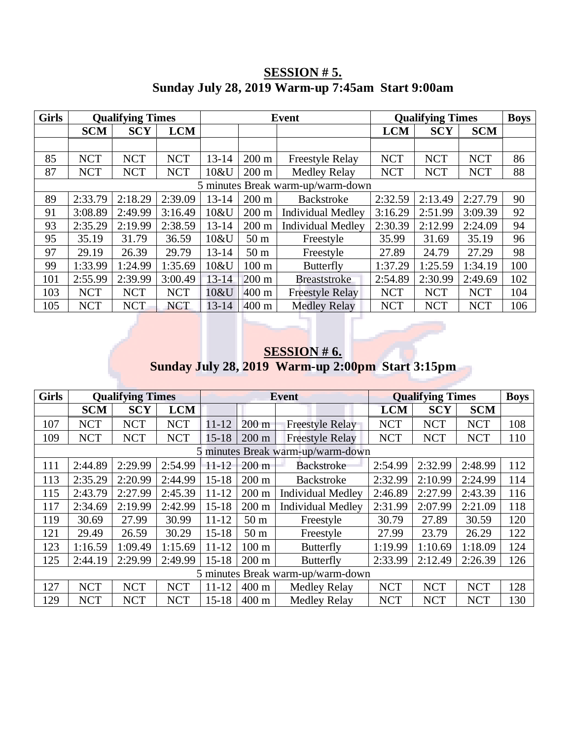## SESSION # 5.

### Sunday July 28, 2019 Warm-up 7:45am Start 9:00am

| Girls | Qualifying Times | | | Event | | | Qualifying Times | | | Boys |
|---|---|---|---|---|---|---|---|---|---|---|
| | SCM | SCY | LCM | | | | LCM | SCY | SCM | |
| | | | | | | | | | | |
| 85 | NCT | NCT | NCT | 13-14 | 200 m | Freestyle Relay | NCT | NCT | NCT | 86 |
| 87 | NCT | NCT | NCT | 10&U | 200 m | Medley Relay | NCT | NCT | NCT | 88 |
| 5 minutes Break warm-up/warm-down | | | | | | | | | | |
| 89 | 2:33.79 | 2:18.29 | 2:39.09 | 13-14 | 200 m | Backstroke | 2:32.59 | 2:13.49 | 2:27.79 | 90 |
| 91 | 3:08.89 | 2:49.99 | 3:16.49 | 10&U | 200 m | Individual Medley | 3:16.29 | 2:51.99 | 3:09.39 | 92 |
| 93 | 2:35.29 | 2:19.99 | 2:38.59 | 13-14 | 200 m | Individual Medley | 2:30.39 | 2:12.99 | 2:24.09 | 94 |
| 95 | 35.19 | 31.79 | 36.59 | 10&U | 50 m | Freestyle | 35.99 | 31.69 | 35.19 | 96 |
| 97 | 29.19 | 26.39 | 29.79 | 13-14 | 50 m | Freestyle | 27.89 | 24.79 | 27.29 | 98 |
| 99 | 1:33.99 | 1:24.99 | 1:35.69 | 10&U | 100 m | Butterfly | 1:37.29 | 1:25.59 | 1:34.19 | 100 |
| 101 | 2:55.99 | 2:39.99 | 3:00.49 | 13-14 | 200 m | Breaststroke | 2:54.89 | 2:30.99 | 2:49.69 | 102 |
| 103 | NCT | NCT | NCT | 10&U | 400 m | Freestyle Relay | NCT | NCT | NCT | 104 |
| 105 | NCT | NCT | NCT | 13-14 | 400 m | Medley Relay | NCT | NCT | NCT | 106 |

## SESSION # 6.

### Sunday July 28, 2019 Warm-up 2:00pm Start 3:15pm

| Girls | Qualifying Times | | | Event | | | Qualifying Times | | | Boys |
|---|---|---|---|---|---|---|---|---|---|---|
| | SCM | SCY | LCM | | | | LCM | SCY | SCM | |
| 107 | NCT | NCT | NCT | 11-12 | 200 m | Freestyle Relay | NCT | NCT | NCT | 108 |
| 109 | NCT | NCT | NCT | 15-18 | 200 m | Freestyle Relay | NCT | NCT | NCT | 110 |
| 5 minutes Break warm-up/warm-down | | | | | | | | | | |
| 111 | 2:44.89 | 2:29.99 | 2:54.99 | 11-12 | 200 m | Backstroke | 2:54.99 | 2:32.99 | 2:48.99 | 112 |
| 113 | 2:35.29 | 2:20.99 | 2:44.99 | 15-18 | 200 m | Backstroke | 2:32.99 | 2:10.99 | 2:24.99 | 114 |
| 115 | 2:43.79 | 2:27.99 | 2:45.39 | 11-12 | 200 m | Individual Medley | 2:46.89 | 2:27.99 | 2:43.39 | 116 |
| 117 | 2:34.69 | 2:19.99 | 2:42.99 | 15-18 | 200 m | Individual Medley | 2:31.99 | 2:07.99 | 2:21.09 | 118 |
| 119 | 30.69 | 27.99 | 30.99 | 11-12 | 50 m | Freestyle | 30.79 | 27.89 | 30.59 | 120 |
| 121 | 29.49 | 26.59 | 30.29 | 15-18 | 50 m | Freestyle | 27.99 | 23.79 | 26.29 | 122 |
| 123 | 1:16.59 | 1:09.49 | 1:15.69 | 11-12 | 100 m | Butterfly | 1:19.99 | 1:10.69 | 1:18.09 | 124 |
| 125 | 2:44.19 | 2:29.99 | 2:49.99 | 15-18 | 200 m | Butterfly | 2:33.99 | 2:12.49 | 2:26.39 | 126 |
| 5 minutes Break warm-up/warm-down | | | | | | | | | | |
| 127 | NCT | NCT | NCT | 11-12 | 400 m | Medley Relay | NCT | NCT | NCT | 128 |
| 129 | NCT | NCT | NCT | 15-18 | 400 m | Medley Relay | NCT | NCT | NCT | 130 |